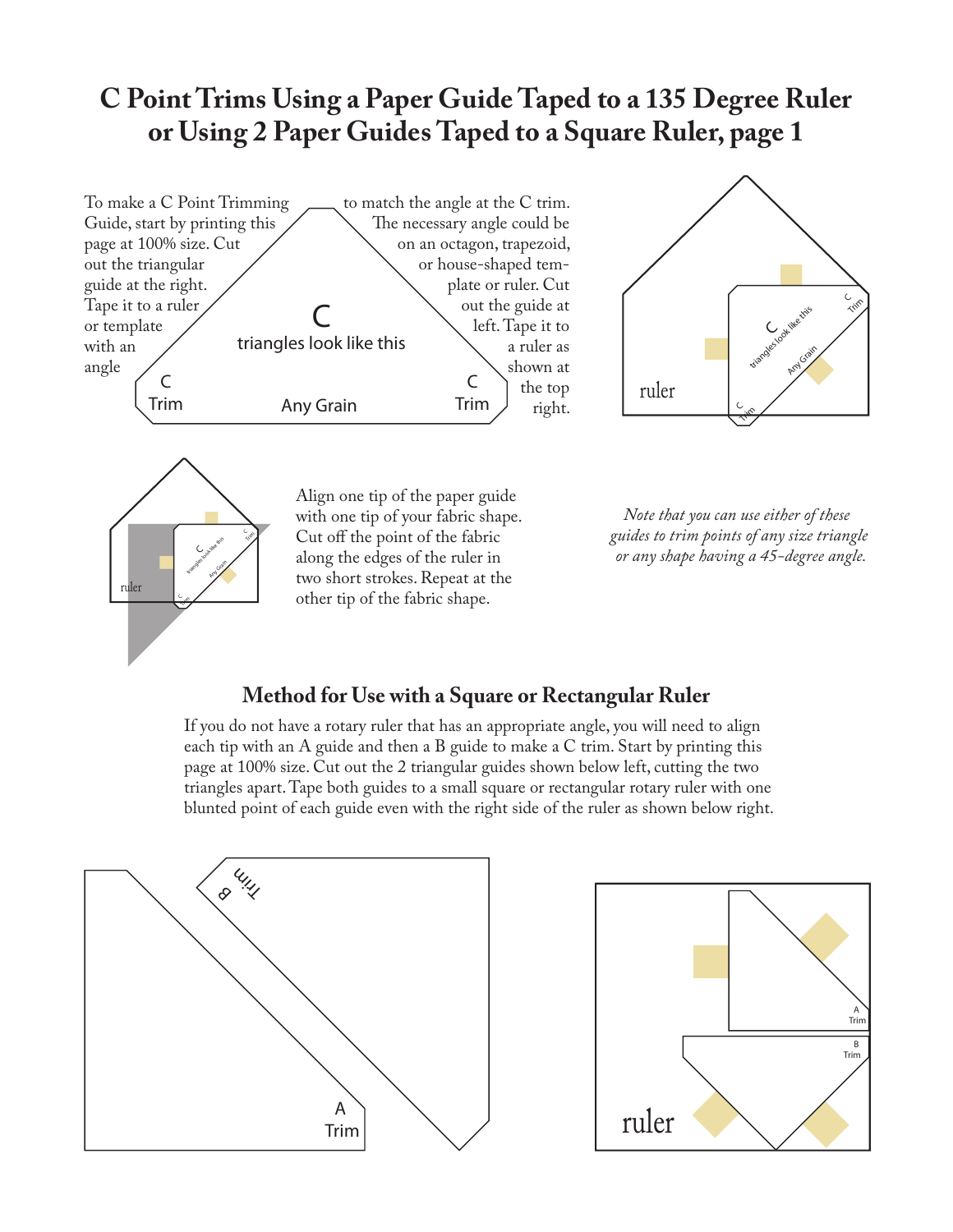# C Point Trims Using a Paper Guide Taped to a 135 Degree Ruler or Using 2 Paper Guides Taped to a Square Ruler, page 1

To make a C Point Trimming Guide, start by printing this page at 100% size. Cut out the triangular guide at the right. Tape it to a ruler or template with an angle to match the angle at the C trim. The necessary angle could be on an octagon, trapezoid, or house-shaped template or ruler. Cut out the guide at left. Tape it to a ruler as shown at the top right.

C

triangles look like this

C Trim

Any Grain

C Trim

ruler

Align one tip of the paper guide with one tip of your fabric shape. Cut off the point of the fabric along the edges of the ruler in two short strokes. Repeat at the other tip of the fabric shape.

*Note that you can use either of these guides to trim points of any size triangle or any shape having a 45-degree angle.*

## Method for Use with a Square or Rectangular Ruler

If you do not have a rotary ruler that has an appropriate angle, you will need to align each tip with an A guide and then a B guide to make a C trim. Start by printing this page at 100% size. Cut out the 2 triangular guides shown below left, cutting the two triangles apart. Tape both guides to a small square or rectangular rotary ruler with one blunted point of each guide even with the right side of the ruler as shown below right.

B Trim

A Trim

A Trim

B Trim

ruler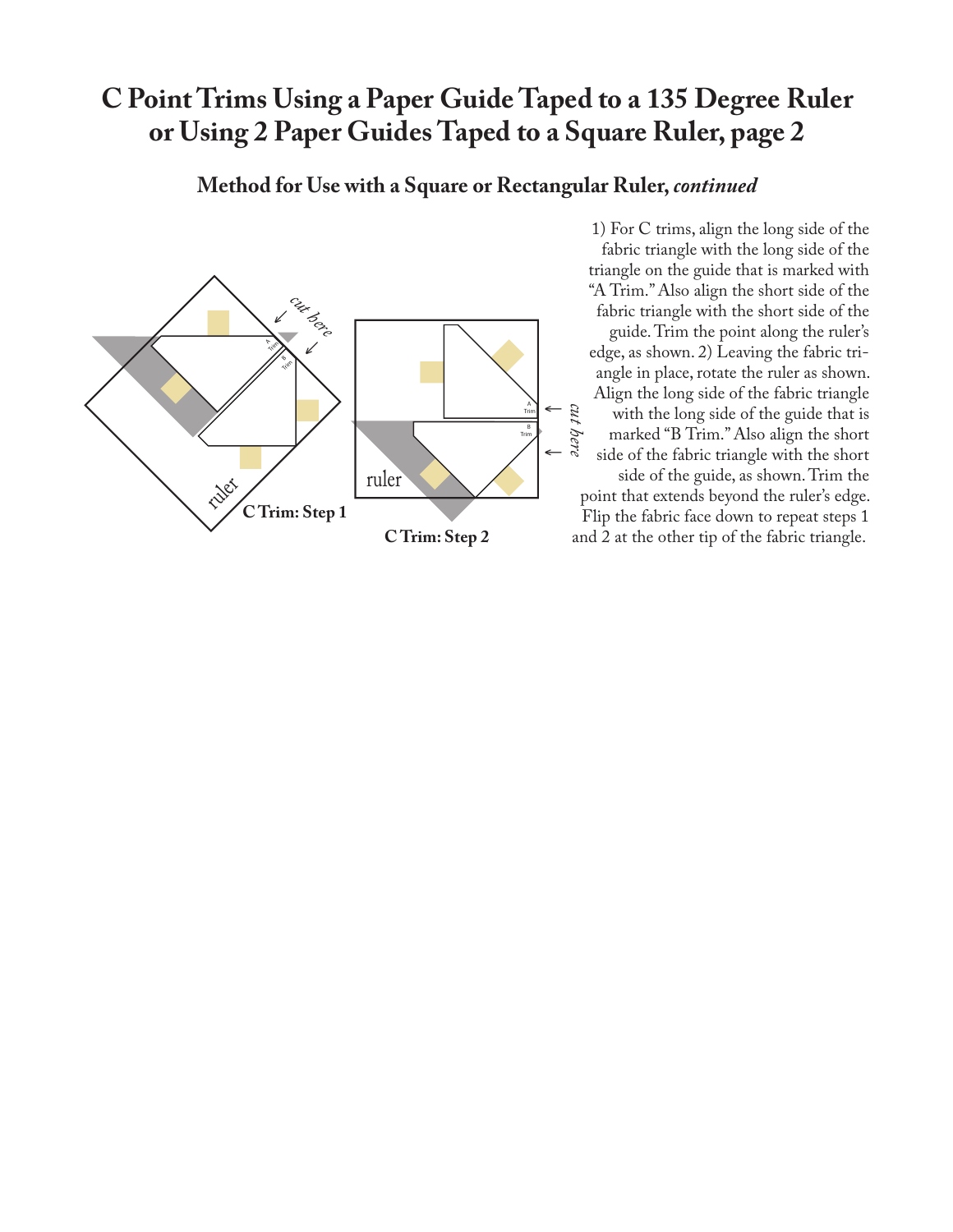# C Point Trims Using a Paper Guide Taped to a 135 Degree Ruler or Using 2 Paper Guides Taped to a Square Ruler, page 2

## Method for Use with a Square or Rectangular Ruler, *continued*

cut here

A Trim

B Trim

ruler

**C Trim: Step 1**

A Trim

B Trim

cut here

ruler

**C Trim: Step 2**

1) For C trims, align the long side of the fabric triangle with the long side of the triangle on the guide that is marked with "A Trim." Also align the short side of the fabric triangle with the short side of the guide. Trim the point along the ruler's edge, as shown. 2) Leaving the fabric triangle in place, rotate the ruler as shown. Align the long side of the fabric triangle with the long side of the guide that is marked "B Trim." Also align the short side of the fabric triangle with the short side of the guide, as shown. Trim the point that extends beyond the ruler's edge. Flip the fabric face down to repeat steps 1 and 2 at the other tip of the fabric triangle.